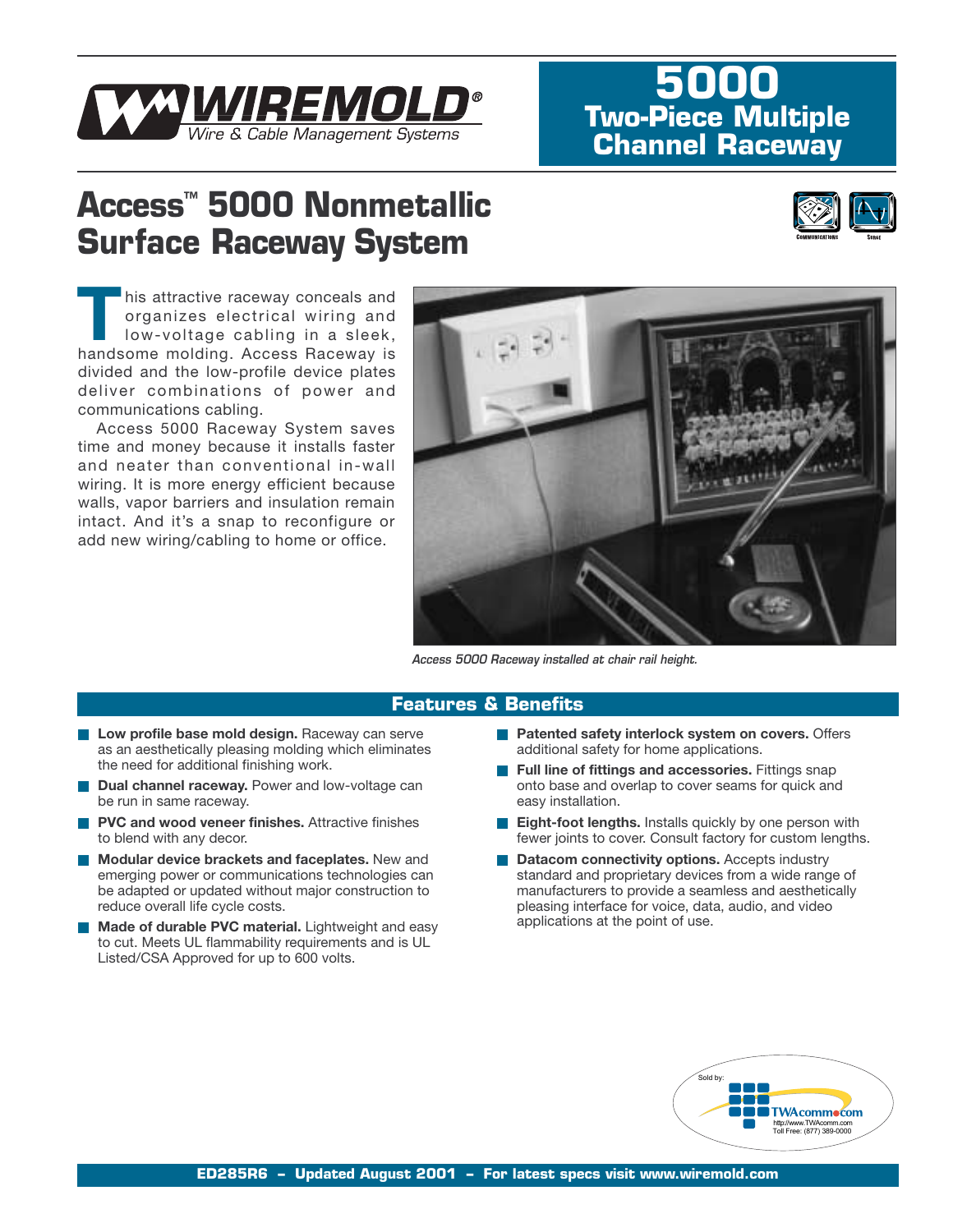WIREMOLD®
Wire & Cable Management Systems

# 5000 Two-Piece Multiple Channel Raceway

## Access™ 5000 Nonmetallic Surface Raceway System

Communications Surge

This attractive raceway conceals and organizes electrical wiring and low-voltage cabling in a sleek, handsome molding. Access Raceway is divided and the low-profile device plates deliver combinations of power and communications cabling.

Access 5000 Raceway System saves time and money because it installs faster and neater than conventional in-wall wiring. It is more energy efficient because walls, vapor barriers and insulation remain intact. And it's a snap to reconfigure or add new wiring/cabling to home or office.

*Access 5000 Raceway installed at chair rail height.*

## Features & Benefits

- **Low profile base mold design.** Raceway can serve as an aesthetically pleasing molding which eliminates the need for additional finishing work.
- **Dual channel raceway.** Power and low-voltage can be run in same raceway.
- **PVC and wood veneer finishes.** Attractive finishes to blend with any decor.
- **Modular device brackets and faceplates.** New and emerging power or communications technologies can be adapted or updated without major construction to reduce overall life cycle costs.
- **Made of durable PVC material.** Lightweight and easy to cut. Meets UL flammability requirements and is UL Listed/CSA Approved for up to 600 volts.
- **Patented safety interlock system on covers.** Offers additional safety for home applications.
- **Full line of fittings and accessories.** Fittings snap onto base and overlap to cover seams for quick and easy installation.
- **Eight-foot lengths.** Installs quickly by one person with fewer joints to cover. Consult factory for custom lengths.
- **Datacom connectivity options.** Accepts industry standard and proprietary devices from a wide range of manufacturers to provide a seamless and aesthetically pleasing interface for voice, data, audio, and video applications at the point of use.

Sold by: TWAcomm.com
http://www.TWAcomm.com
Toll Free: (877) 389-0000

ED285R6 – Updated August 2001 – For latest specs visit www.wiremold.com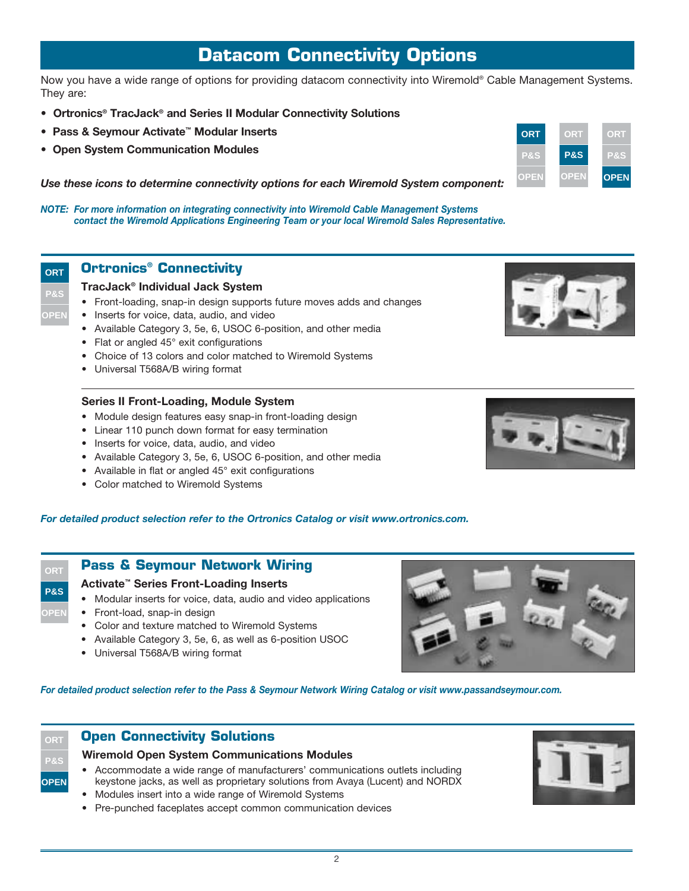# Datacom Connectivity Options

Now you have a wide range of options for providing datacom connectivity into Wiremold® Cable Management Systems. They are:

- **Ortronics® TracJack® and Series II Modular Connectivity Solutions**
- **Pass & Seymour Activate™ Modular Inserts**
- **Open System Communication Modules**

***Use these icons to determine connectivity options for each Wiremold System component:***

ORT | P&S | OPEN

***NOTE: For more information on integrating connectivity into Wiremold Cable Management Systems contact the Wiremold Applications Engineering Team or your local Wiremold Sales Representative.***

## Ortronics® Connectivity

ORT

### TracJack® Individual Jack System

- Front-loading, snap-in design supports future moves adds and changes
- Inserts for voice, data, audio, and video
- Available Category 3, 5e, 6, USOC 6-position, and other media
- Flat or angled 45° exit configurations
- Choice of 13 colors and color matched to Wiremold Systems
- Universal T568A/B wiring format

### Series II Front-Loading, Module System

- Module design features easy snap-in front-loading design
- Linear 110 punch down format for easy termination
- Inserts for voice, data, audio, and video
- Available Category 3, 5e, 6, USOC 6-position, and other media
- Available in flat or angled 45° exit configurations
- Color matched to Wiremold Systems

***For detailed product selection refer to the Ortronics Catalog or visit www.ortronics.com.***

## Pass & Seymour Network Wiring

P&S

### Activate™ Series Front-Loading Inserts

- Modular inserts for voice, data, audio and video applications
- Front-load, snap-in design
- Color and texture matched to Wiremold Systems
- Available Category 3, 5e, 6, as well as 6-position USOC
- Universal T568A/B wiring format

***For detailed product selection refer to the Pass & Seymour Network Wiring Catalog or visit www.passandseymour.com.***

## Open Connectivity Solutions

OPEN

### Wiremold Open System Communications Modules

- Accommodate a wide range of manufacturers' communications outlets including keystone jacks, as well as proprietary solutions from Avaya (Lucent) and NORDX
- Modules insert into a wide range of Wiremold Systems
- Pre-punched faceplates accept common communication devices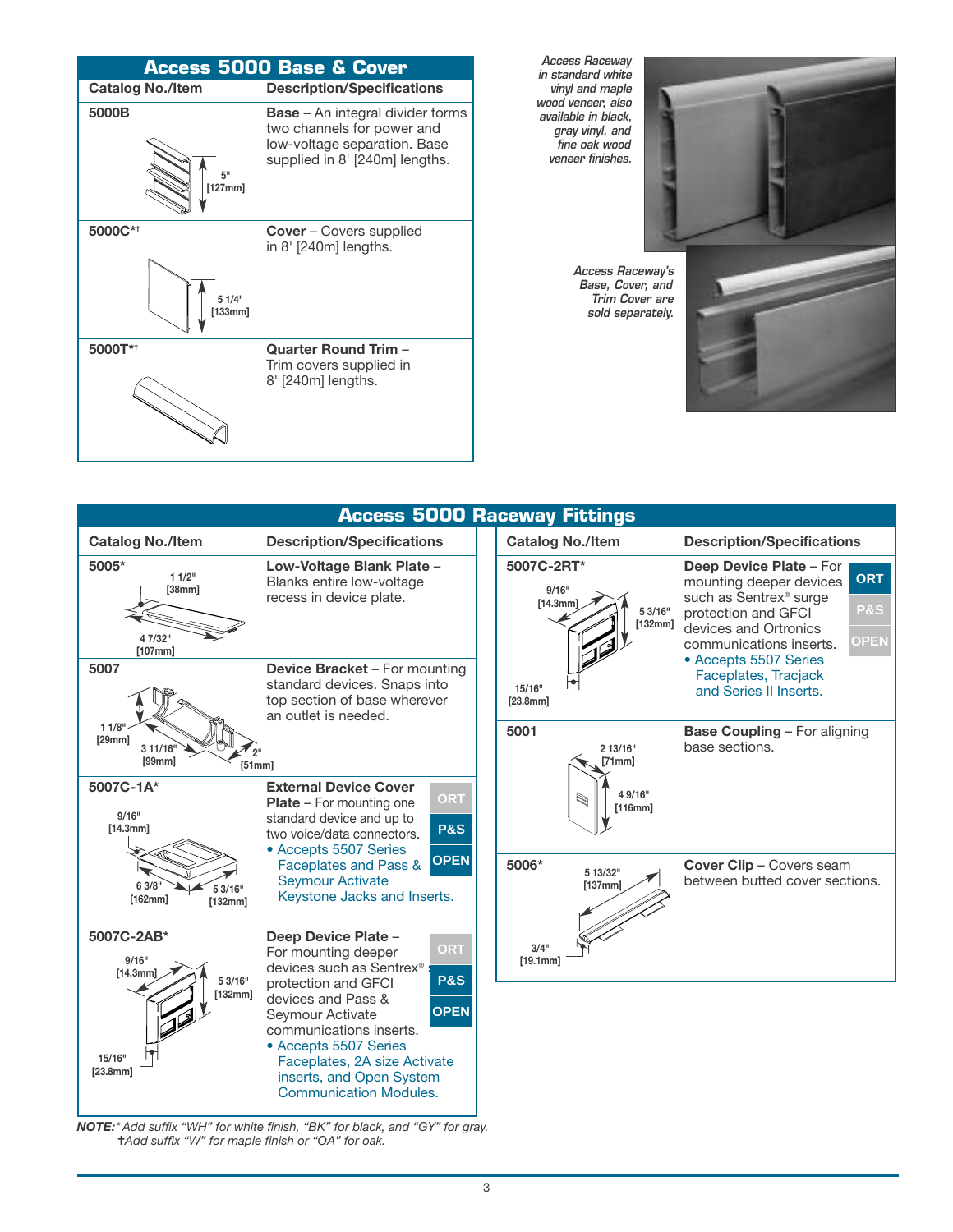## Access 5000 Base & Cover

| Catalog No./Item | Description/Specifications |
|---|---|
| 5000B (5" [127mm]) | **Base** – An integral divider forms two channels for power and low-voltage separation. Base supplied in 8' [240m] lengths. |
| 5000C*† (5 1/4" [133mm]) | **Cover** – Covers supplied in 8' [240m] lengths. |
| 5000T*† | **Quarter Round Trim** – Trim covers supplied in 8' [240m] lengths. |

*Access Raceway in standard white vinyl and maple wood veneer, also available in black, gray vinyl, and fine oak wood veneer finishes.*

*Access Raceway's Base, Cover, and Trim Cover are sold separately.*

## Access 5000 Raceway Fittings

| Catalog No./Item | Description/Specifications |
|---|---|
| 5005* (1 1/2" [38mm]; 4 7/32" [107mm]) | **Low-Voltage Blank Plate** – Blanks entire low-voltage recess in device plate. |
| 5007 (1 1/8" [29mm]; 3 11/16" [99mm]; 2" [51mm]) | **Device Bracket** – For mounting standard devices. Snaps into top section of base wherever an outlet is needed. |
| 5007C-1A* (9/16" [14.3mm]; 6 3/8" [162mm]; 5 3/16" [132mm]) | **External Device Cover Plate** – For mounting one standard device and up to two voice/data connectors. • Accepts 5507 Series Faceplates and Pass & Seymour Activate Keystone Jacks and Inserts. (ORT, P&S, OPEN) |
| 5007C-2AB* (9/16" [14.3mm]; 5 3/16" [132mm]; 15/16" [23.8mm]) | **Deep Device Plate** – For mounting deeper devices such as Sentrex® surge protection and GFCI devices and Pass & Seymour Activate communications inserts. • Accepts 5507 Series Faceplates, 2A size Activate inserts, and Open System Communication Modules. (ORT, P&S, OPEN) |
| 5007C-2RT* (9/16" [14.3mm]; 5 3/16" [132mm]; 15/16" [23.8mm]) | **Deep Device Plate** – For mounting deeper devices such as Sentrex® surge protection and GFCI devices and Ortronics communications inserts. • Accepts 5507 Series Faceplates, Tracjack and Series II Inserts. (ORT, P&S, OPEN) |
| 5001 (2 13/16" [71mm]; 4 9/16" [116mm]) | **Base Coupling** – For aligning base sections. |
| 5006* (5 13/32" [137mm]; 3/4" [19.1mm]) | **Cover Clip** – Covers seam between butted cover sections. |

***NOTE:*** *\* Add suffix "WH" for white finish, "BK" for black, and "GY" for gray.*
*†Add suffix "W" for maple finish or "OA" for oak.*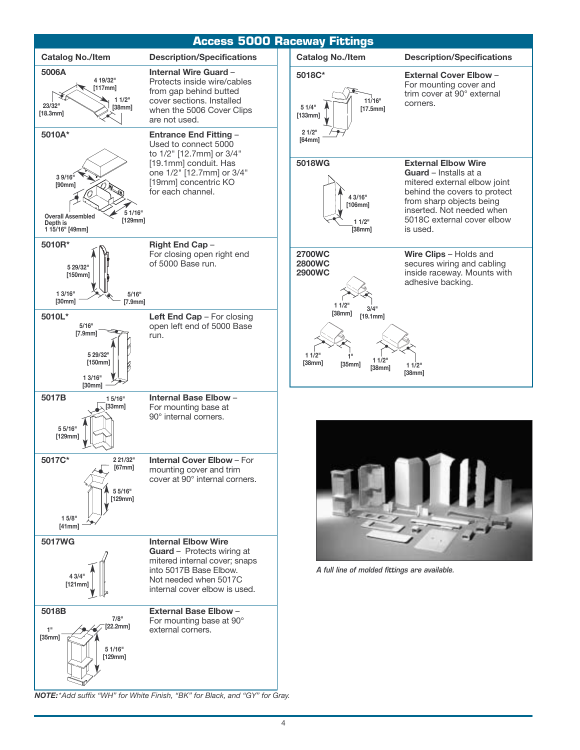## Access 5000 Raceway Fittings

| Catalog No./Item | Description/Specifications |
|---|---|
| **5006A** 4 19/32" [117mm] 1 1/2" [38mm] 23/32" [18.3mm] | **Internal Wire Guard** – Protects inside wire/cables from gap behind butted cover sections. Installed when the 5006 Cover Clips are not used. |
| **5010A*** 3 9/16" [90mm] 5 1/16" [129mm] Overall Assembled Depth is 1 15/16" [49mm] | **Entrance End Fitting** – Used to connect 5000 to 1/2" [12.7mm] or 3/4" [19.1mm] conduit. Has one 1/2" [12.7mm] or 3/4" [19mm] concentric KO for each channel. |
| **5010R*** 5 29/32" [150mm] 1 3/16" [30mm] 5/16" [7.9mm] | **Right End Cap** – For closing open right end of 5000 Base run. |
| **5010L*** 5/16" [7.9mm] 5 29/32" [150mm] 1 3/16" [30mm] | **Left End Cap** – For closing open left end of 5000 Base run. |
| **5017B** 1 5/16" [33mm] 5 5/16" [129mm] | **Internal Base Elbow** – For mounting base at 90° internal corners. |
| **5017C*** 2 21/32" [67mm] 5 5/16" [129mm] 1 5/8" [41mm] | **Internal Cover Elbow** – For mounting cover and trim cover at 90° internal corners. |
| **5017WG** 4 3/4" [121mm] | **Internal Elbow Wire Guard** – Protects wiring at mitered internal cover; snaps into 5017B Base Elbow. Not needed when 5017C internal cover elbow is used. |
| **5018B** 7/8" [22.2mm] 1" [35mm] 5 1/16" [129mm] | **External Base Elbow** – For mounting base at 90° external corners. |
| **5018C*** 11/16" [17.5mm] 5 1/4" [133mm] 2 1/2" [64mm] | **External Cover Elbow** – For mounting cover and trim cover at 90° external corners. |
| **5018WG** 4 3/16" [106mm] 1 1/2" [38mm] | **External Elbow Wire Guard** – Installs at a mitered external elbow joint behind the covers to protect from sharp objects being inserted. Not needed when 5018C external cover elbow is used. |
| **2700WC** **2800WC** **2900WC** 1 1/2" [38mm] 3/4" [19.1mm]; 1 1/2" [38mm] 1" [35mm]; 1 1/2" [38mm] 1 1/2" [38mm] | **Wire Clips** – Holds and secures wiring and cabling inside raceway. Mounts with adhesive backing. |

*A full line of molded fittings are available.*

***NOTE:*** *\*Add suffix "WH" for White Finish, "BK" for Black, and "GY" for Gray.*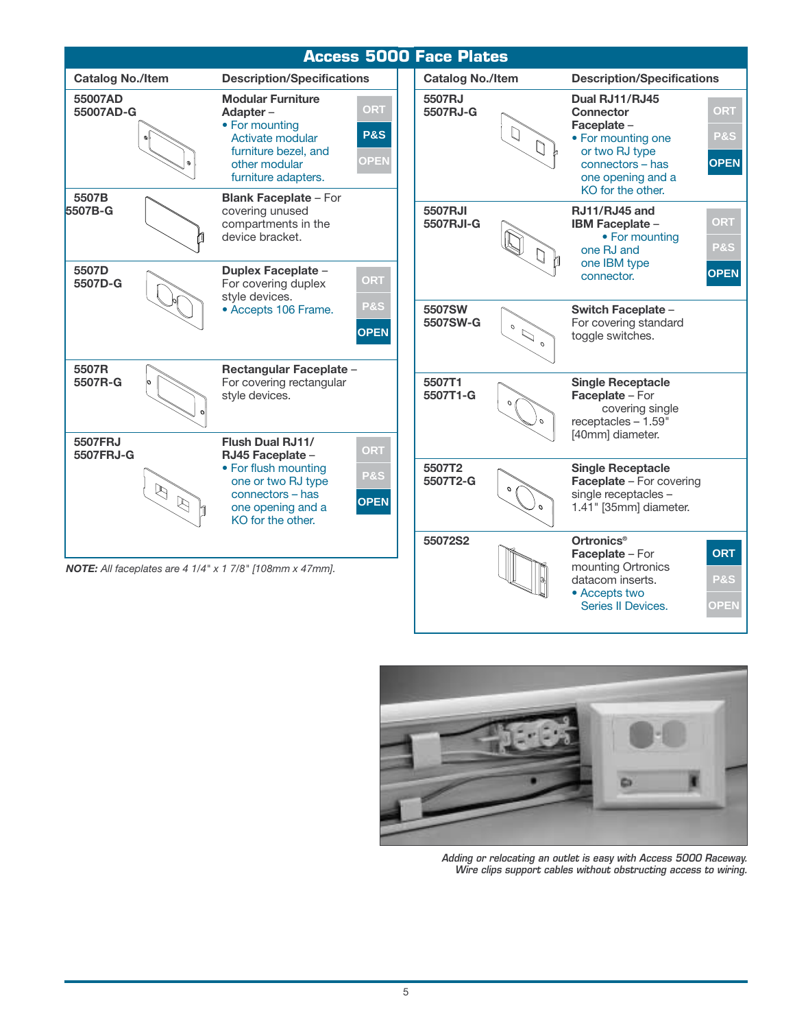## Access 5000 Face Plates

| Catalog No./Item | Description/Specifications | Availability |
|---|---|---|
| 55007AD<br>55007AD-G | **Modular Furniture Adapter** – • For mounting Activate modular furniture bezel, and other modular furniture adapters. | ORT / **P&S** / OPEN |
| 5507B<br>5507B-G | **Blank Faceplate** – For covering unused compartments in the device bracket. | |
| 5507D<br>5507D-G | **Duplex Faceplate** – For covering duplex style devices. • Accepts 106 Frame. | ORT / P&S / **OPEN** |
| 5507R<br>5507R-G | **Rectangular Faceplate** – For covering rectangular style devices. | |
| 5507FRJ<br>5507FRJ-G | **Flush Dual RJ11/ RJ45 Faceplate** – • For flush mounting one or two RJ type connectors – has one opening and a KO for the other. | ORT / P&S / **OPEN** |
| 5507RJ<br>5507RJ-G | **Dual RJ11/RJ45 Connector Faceplate** – • For mounting one or two RJ type connectors – has one opening and a KO for the other. | ORT / P&S / **OPEN** |
| 5507RJI<br>5507RJI-G | **RJ11/RJ45 and IBM Faceplate** – • For mounting one RJ and one IBM type connector. | ORT / P&S / **OPEN** |
| 5507SW<br>5507SW-G | **Switch Faceplate** – For covering standard toggle switches. | |
| 5507T1<br>5507T1-G | **Single Receptacle Faceplate** – For covering single receptacles – 1.59" [40mm] diameter. | |
| 5507T2<br>5507T2-G | **Single Receptacle Faceplate** – For covering single receptacles – 1.41" [35mm] diameter. | |
| 55072S2 | **Ortronics® Faceplate** – For mounting Ortronics datacom inserts. • Accepts two Series II Devices. | **ORT** / P&S / OPEN |

***NOTE:*** *All faceplates are 4 1/4" x 1 7/8" [108mm x 47mm].*

*Adding or relocating an outlet is easy with Access 5000 Raceway. Wire clips support cables without obstructing access to wiring.*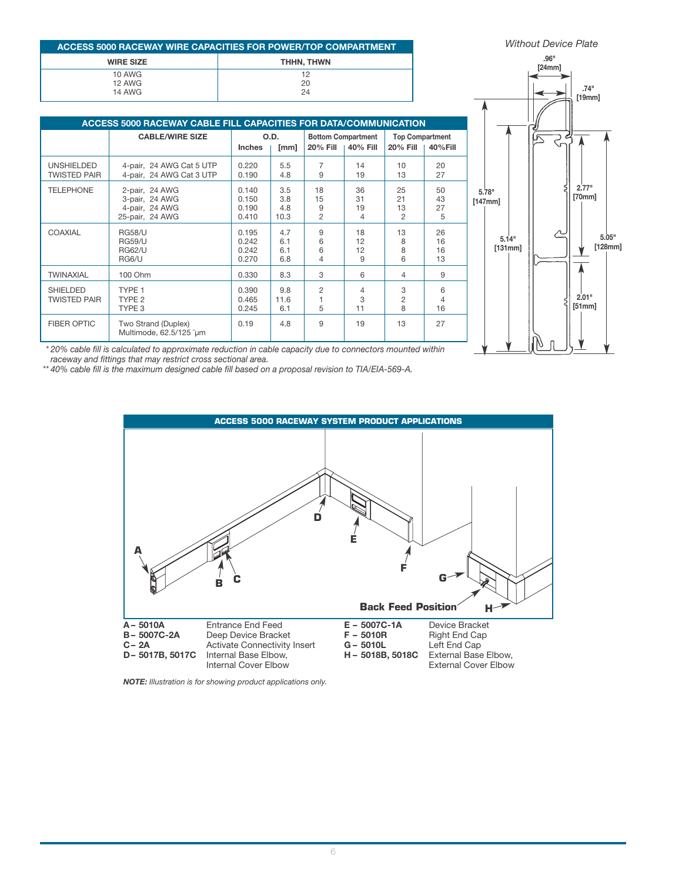## ACCESS 5000 RACEWAY WIRE CAPACITIES FOR POWER/TOP COMPARTMENT

| WIRE SIZE | THHN, THWN |
|---|---|
| 10 AWG | 12 |
| 12 AWG | 20 |
| 14 AWG | 24 |

## ACCESS 5000 RACEWAY CABLE FILL CAPACITIES FOR DATA/COMMUNICATION

| | CABLE/WIRE SIZE | O.D. | | Bottom Compartment | | Top Compartment | |
|---|---|---|---|---|---|---|---|
| | | Inches | [mm] | 20% Fill | 40% Fill | 20% Fill | 40%Fill |
| UNSHIELDED TWISTED PAIR | 4-pair, 24 AWG Cat 5 UTP | 0.220 | 5.5 | 7 | 14 | 10 | 20 |
| | 4-pair, 24 AWG Cat 3 UTP | 0.190 | 4.8 | 9 | 19 | 13 | 27 |
| TELEPHONE | 2-pair, 24 AWG | 0.140 | 3.5 | 18 | 36 | 25 | 50 |
| | 3-pair, 24 AWG | 0.150 | 3.8 | 15 | 31 | 21 | 43 |
| | 4-pair, 24 AWG | 0.190 | 4.8 | 9 | 19 | 13 | 27 |
| | 25-pair, 24 AWG | 0.410 | 10.3 | 2 | 4 | 2 | 5 |
| COAXIAL | RG58/U | 0.195 | 4.7 | 9 | 18 | 13 | 26 |
| | RG59/U | 0.242 | 6.1 | 6 | 12 | 8 | 16 |
| | RG62/U | 0.242 | 6.1 | 6 | 12 | 8 | 16 |
| | RG6/U | 0.270 | 6.8 | 4 | 9 | 6 | 13 |
| TWINAXIAL | 100 Ohm | 0.330 | 8.3 | 3 | 6 | 4 | 9 |
| SHIELDED TWISTED PAIR | TYPE 1 | 0.390 | 9.8 | 2 | 4 | 3 | 6 |
| | TYPE 2 | 0.465 | 11.6 | 1 | 3 | 2 | 4 |
| | TYPE 3 | 0.245 | 6.1 | 5 | 11 | 8 | 16 |
| FIBER OPTIC | Two Strand (Duplex) Multimode, 62.5/125 µm | 0.19 | 4.8 | 9 | 19 | 13 | 27 |

*\* 20% cable fill is calculated to approximate reduction in cable capacity due to connectors mounted within raceway and fittings that may restrict cross sectional area.*

*\*\* 40% cable fill is the maximum designed cable fill based on a proposal revision to TIA/EIA-569-A.*

*Without Device Plate*

.96" [24mm]
.74" [19mm]
5.78" [147mm]
5.14" [131mm]
2.77" [70mm]
5.05" [128mm]
2.01" [51mm]

## ACCESS 5000 RACEWAY SYSTEM PRODUCT APPLICATIONS

A, B, C, D, E, F, G, H

Back Feed Position

| | | | |
|---|---|---|---|
| **A – 5010A** | Entrance End Feed | **E – 5007C-1A** | Device Bracket |
| **B – 5007C-2A** | Deep Device Bracket | **F – 5010R** | Right End Cap |
| **C – 2A** | Activate Connectivity Insert | **G – 5010L** | Left End Cap |
| **D – 5017B, 5017C** | Internal Base Elbow, Internal Cover Elbow | **H – 5018B, 5018C** | External Base Elbow, External Cover Elbow |

***NOTE:*** *Illustration is for showing product applications only.*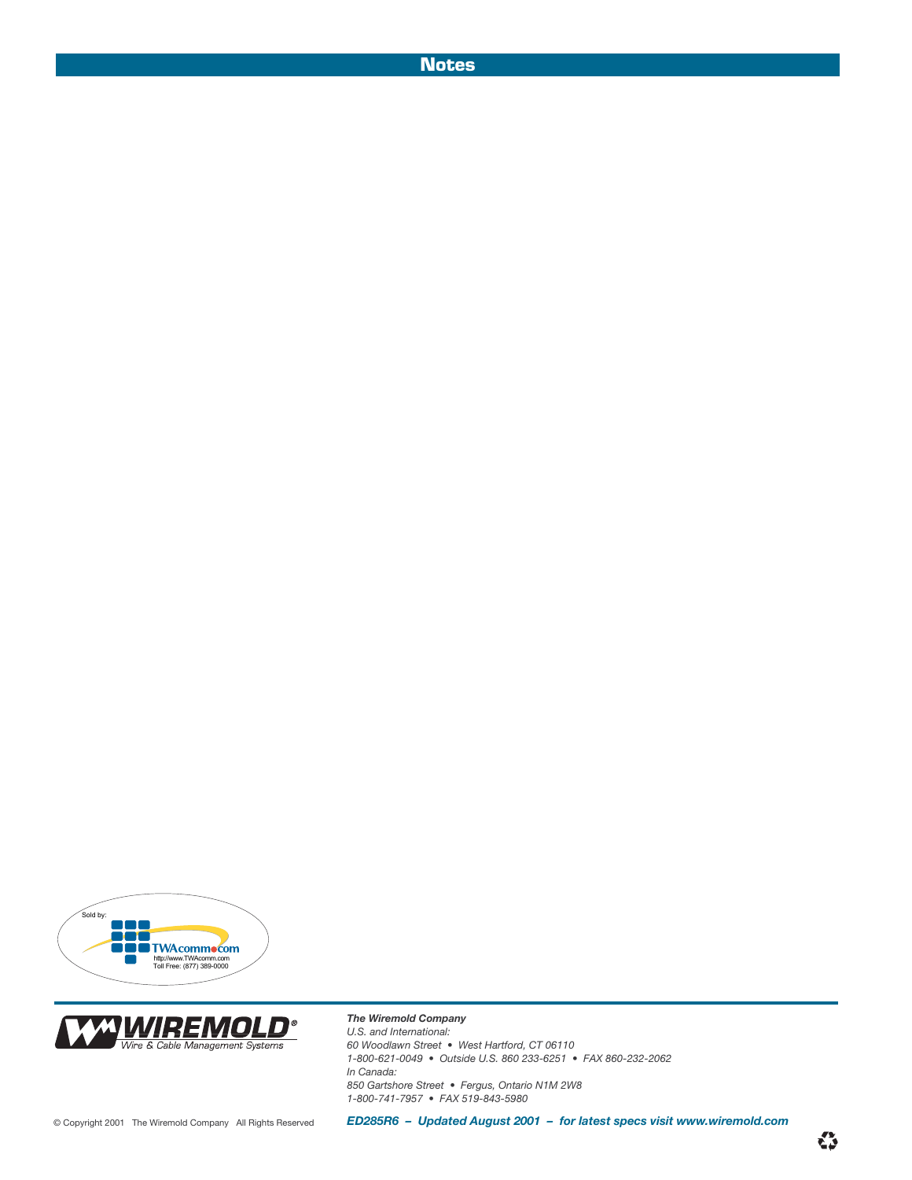## Notes

Sold by:

TWAcomm.com
http://www.TWAcomm.com
Toll Free: (877) 389-0000

WIREMOLD®
Wire & Cable Management Systems

***The Wiremold Company***
*U.S. and International:*
*60 Woodlawn Street • West Hartford, CT 06110*
*1-800-621-0049 • Outside U.S. 860 233-6251 • FAX 860-232-2062*
*In Canada:*
*850 Gartshore Street • Fergus, Ontario N1M 2W8*
*1-800-741-7957 • FAX 519-843-5980*

© Copyright 2001 The Wiremold Company All Rights Reserved

***ED285R6 – Updated August 2001 – for latest specs visit www.wiremold.com***